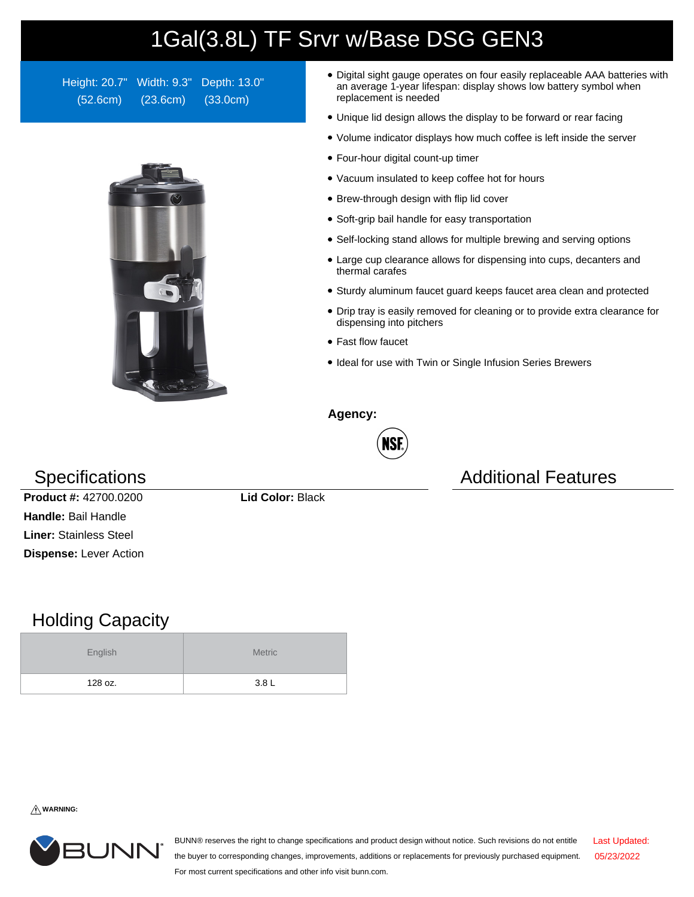# 1Gal(3.8L) TF Srvr w/Base DSG GEN3

Height: 20.7" (52.6cm) Width: 9.3" (23.6cm) Depth: 13.0" (33.0cm)

- Digital sight gauge operates on four easily replaceable AAA batteries with an average 1-year lifespan: display shows low battery symbol when replacement is needed
- Unique lid design allows the display to be forward or rear facing
- Volume indicator displays how much coffee is left inside the server
- Four-hour digital count-up timer
- Vacuum insulated to keep coffee hot for hours
- Brew-through design with flip lid cover
- Soft-grip bail handle for easy transportation
- Self-locking stand allows for multiple brewing and serving options
- Large cup clearance allows for dispensing into cups, decanters and thermal carafes
- Sturdy aluminum faucet guard keeps faucet area clean and protected
- Drip tray is easily removed for cleaning or to provide extra clearance for dispensing into pitchers
- Fast flow faucet
- Ideal for use with Twin or Single Infusion Series Brewers

**Agency:**

NSF

## Specifications

**Product #:** 42700.0200

**Lid Color:** Black

**Handle:** Bail Handle

**Liner:** Stainless Steel

**Dispense:** Lever Action

## Additional Features

## Holding Capacity

| English | Metric |
| --- | --- |
| 128 oz. | 3.8 L |

⚠ **WARNING:**

BUNN

BUNN® reserves the right to change specifications and product design without notice. Such revisions do not entitle the buyer to corresponding changes, improvements, additions or replacements for previously purchased equipment. For most current specifications and other info visit bunn.com.

Last Updated: 05/23/2022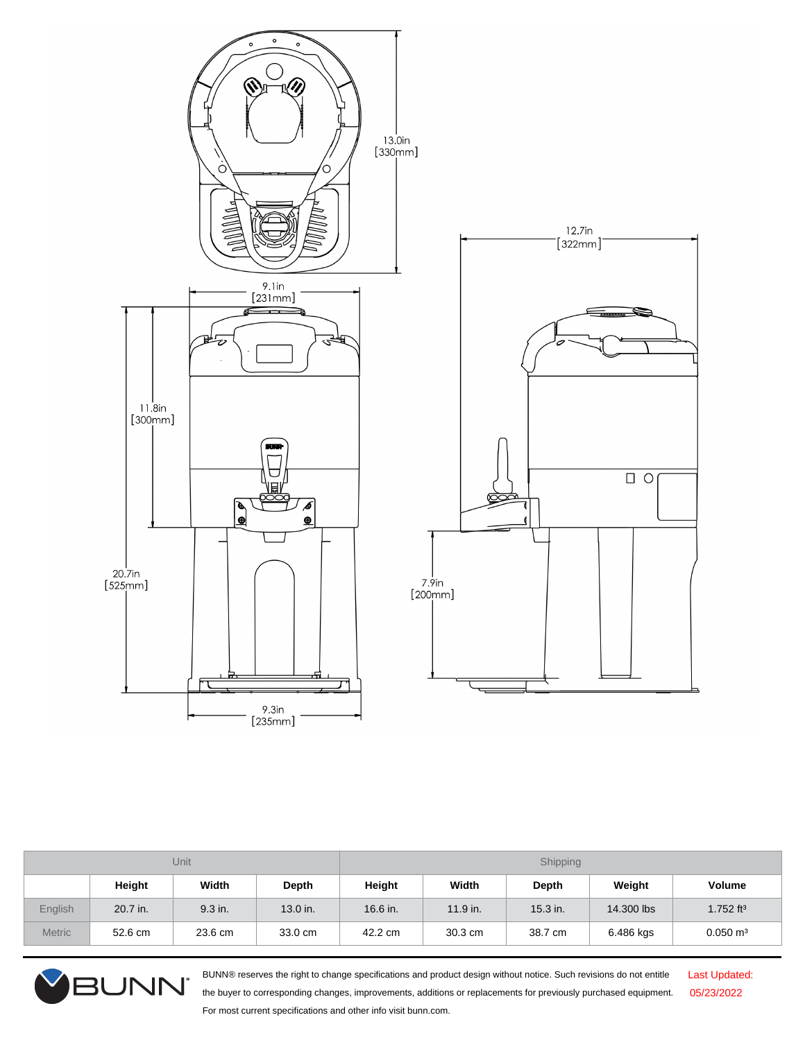13.0in [330mm]

12.7in [322mm]

9.1in [231mm]

11.8in [300mm]

20.7in [525mm]

7.9in [200mm]

9.3in [235mm]

| | Unit | | | Shipping | | | | |
|---|---|---|---|---|---|---|---|---|
| | Height | Width | Depth | Height | Width | Depth | Weight | Volume |
| English | 20.7 in. | 9.3 in. | 13.0 in. | 16.6 in. | 11.9 in. | 15.3 in. | 14.300 lbs | 1.752 ft³ |
| Metric | 52.6 cm | 23.6 cm | 33.0 cm | 42.2 cm | 30.3 cm | 38.7 cm | 6.486 kgs | 0.050 m³ |

BUNN® reserves the right to change specifications and product design without notice. Such revisions do not entitle the buyer to corresponding changes, improvements, additions or replacements for previously purchased equipment. For most current specifications and other info visit bunn.com.

Last Updated: 05/23/2022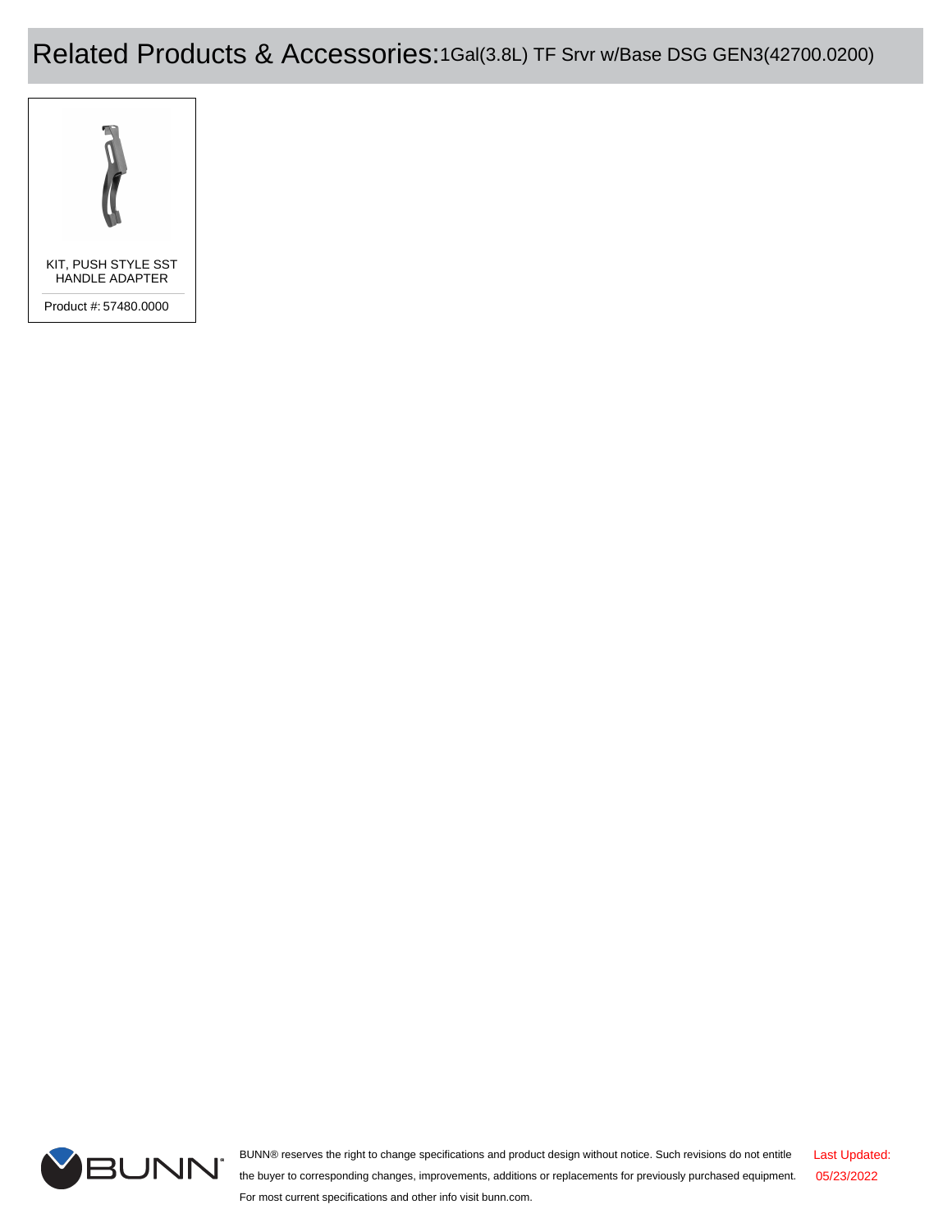# Related Products & Accessories: 1Gal(3.8L) TF Srvr w/Base DSG GEN3(42700.0200)

KIT, PUSH STYLE SST HANDLE ADAPTER

Product #: 57480.0000

BUNN® reserves the right to change specifications and product design without notice. Such revisions do not entitle the buyer to corresponding changes, improvements, additions or replacements for previously purchased equipment. For most current specifications and other info visit bunn.com.

Last Updated: 05/23/2022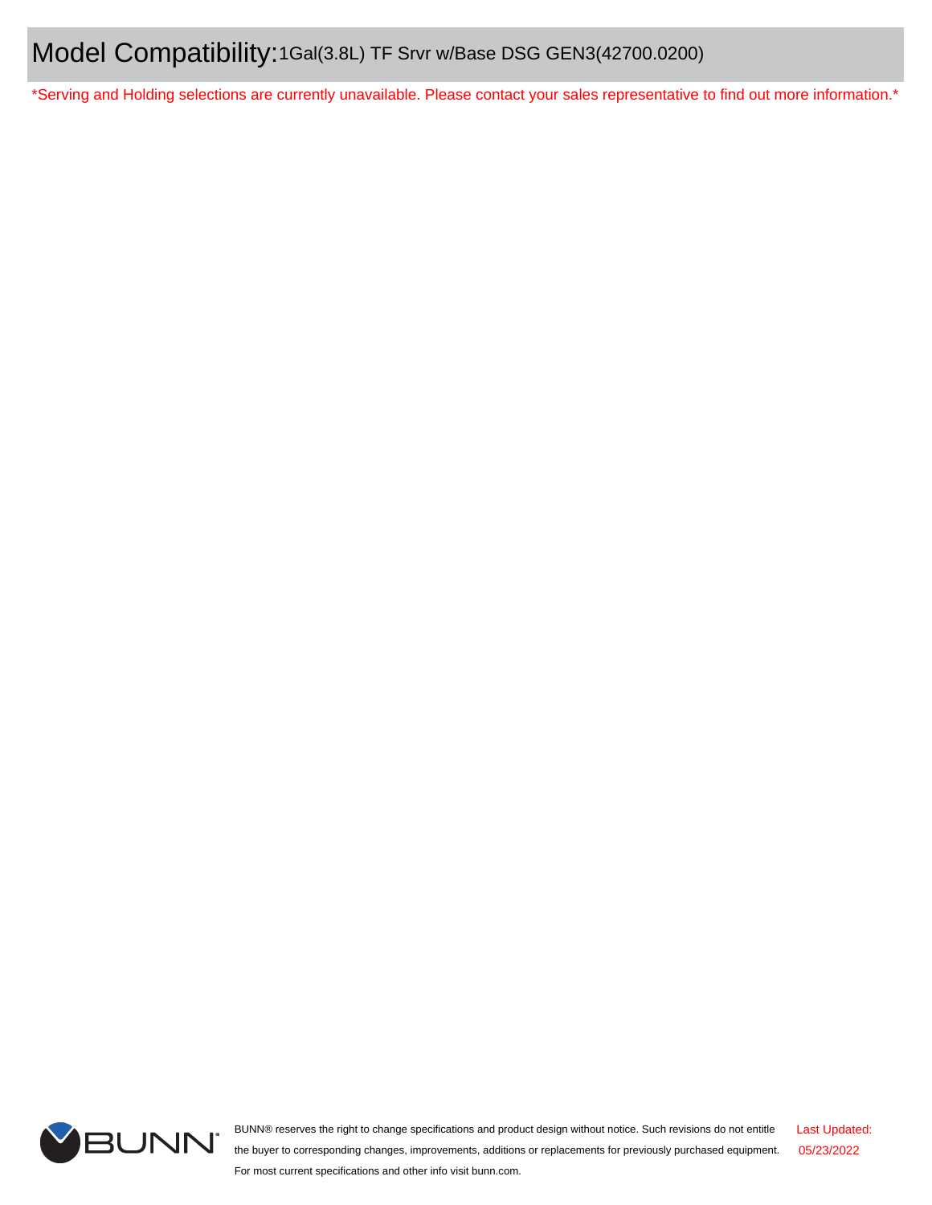# Model Compatibility: 1Gal(3.8L) TF Srvr w/Base DSG GEN3(42700.0200)

*Serving and Holding selections are currently unavailable. Please contact your sales representative to find out more information.*

BUNN® reserves the right to change specifications and product design without notice. Such revisions do not entitle the buyer to corresponding changes, improvements, additions or replacements for previously purchased equipment. For most current specifications and other info visit bunn.com.

Last Updated: 05/23/2022